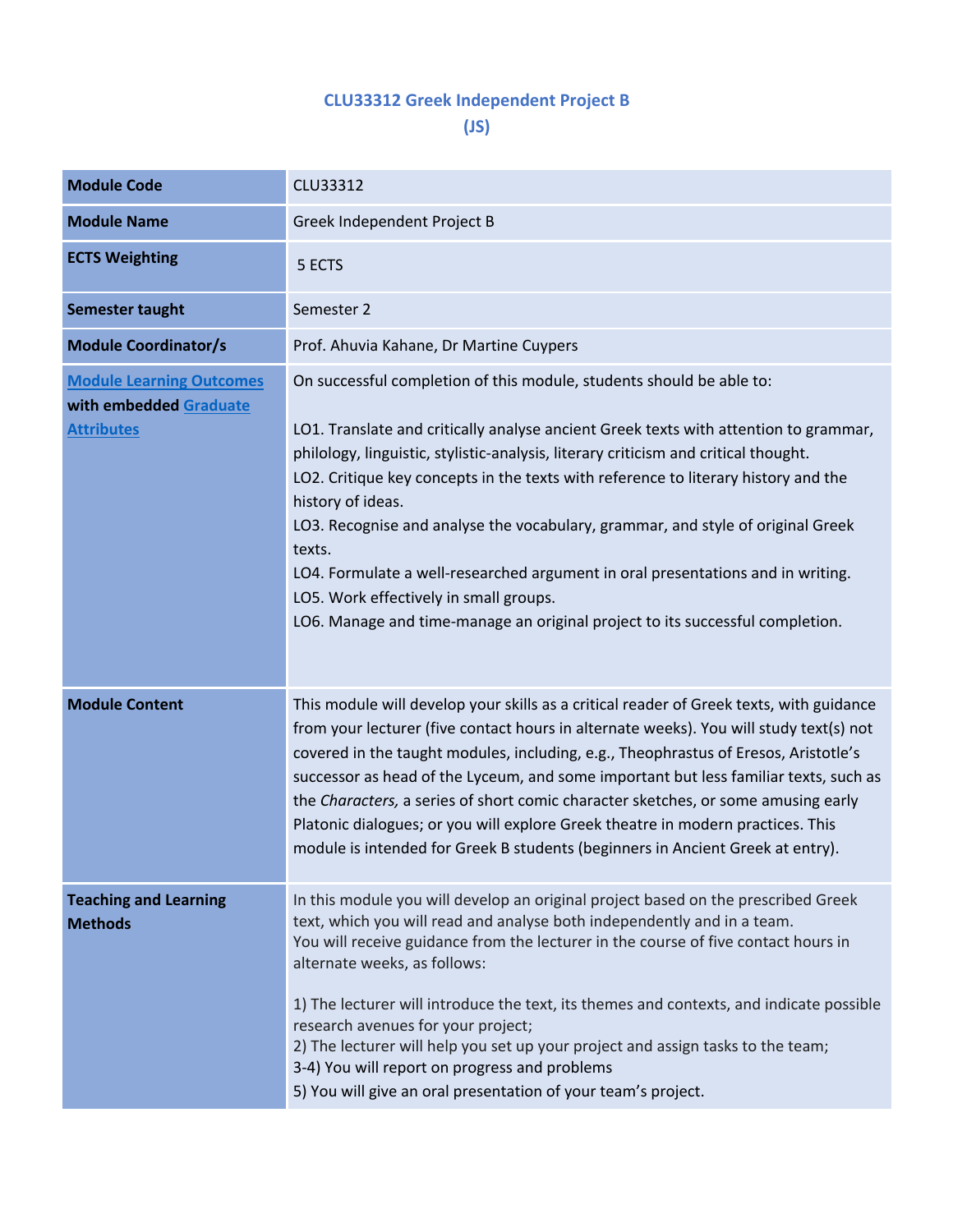# CLU33312 Greek Independent Project B
## (JS)

| | |
|---|---|
| **Module Code** | CLU33312 |
| **Module Name** | Greek Independent Project B |
| **ECTS Weighting** | 5 ECTS |
| **Semester taught** | Semester 2 |
| **Module Coordinator/s** | Prof. Ahuvia Kahane, Dr Martine Cuypers |
| **Module Learning Outcomes with embedded Graduate Attributes** | On successful completion of this module, students should be able to:<br><br>LO1. Translate and critically analyse ancient Greek texts with attention to grammar, philology, linguistic, stylistic-analysis, literary criticism and critical thought.<br>LO2. Critique key concepts in the texts with reference to literary history and the history of ideas.<br>LO3. Recognise and analyse the vocabulary, grammar, and style of original Greek texts.<br>LO4. Formulate a well-researched argument in oral presentations and in writing.<br>LO5. Work effectively in small groups.<br>LO6. Manage and time-manage an original project to its successful completion. |
| **Module Content** | This module will develop your skills as a critical reader of Greek texts, with guidance from your lecturer (five contact hours in alternate weeks). You will study text(s) not covered in the taught modules, including, e.g., Theophrastus of Eresos, Aristotle's successor as head of the Lyceum, and some important but less familiar texts, such as the *Characters,* a series of short comic character sketches, or some amusing early Platonic dialogues; or you will explore Greek theatre in modern practices. This module is intended for Greek B students (beginners in Ancient Greek at entry). |
| **Teaching and Learning Methods** | In this module you will develop an original project based on the prescribed Greek text, which you will read and analyse both independently and in a team.<br>You will receive guidance from the lecturer in the course of five contact hours in alternate weeks, as follows:<br><br>1) The lecturer will introduce the text, its themes and contexts, and indicate possible research avenues for your project;<br>2) The lecturer will help you set up your project and assign tasks to the team;<br>3-4) You will report on progress and problems<br>5) You will give an oral presentation of your team's project. |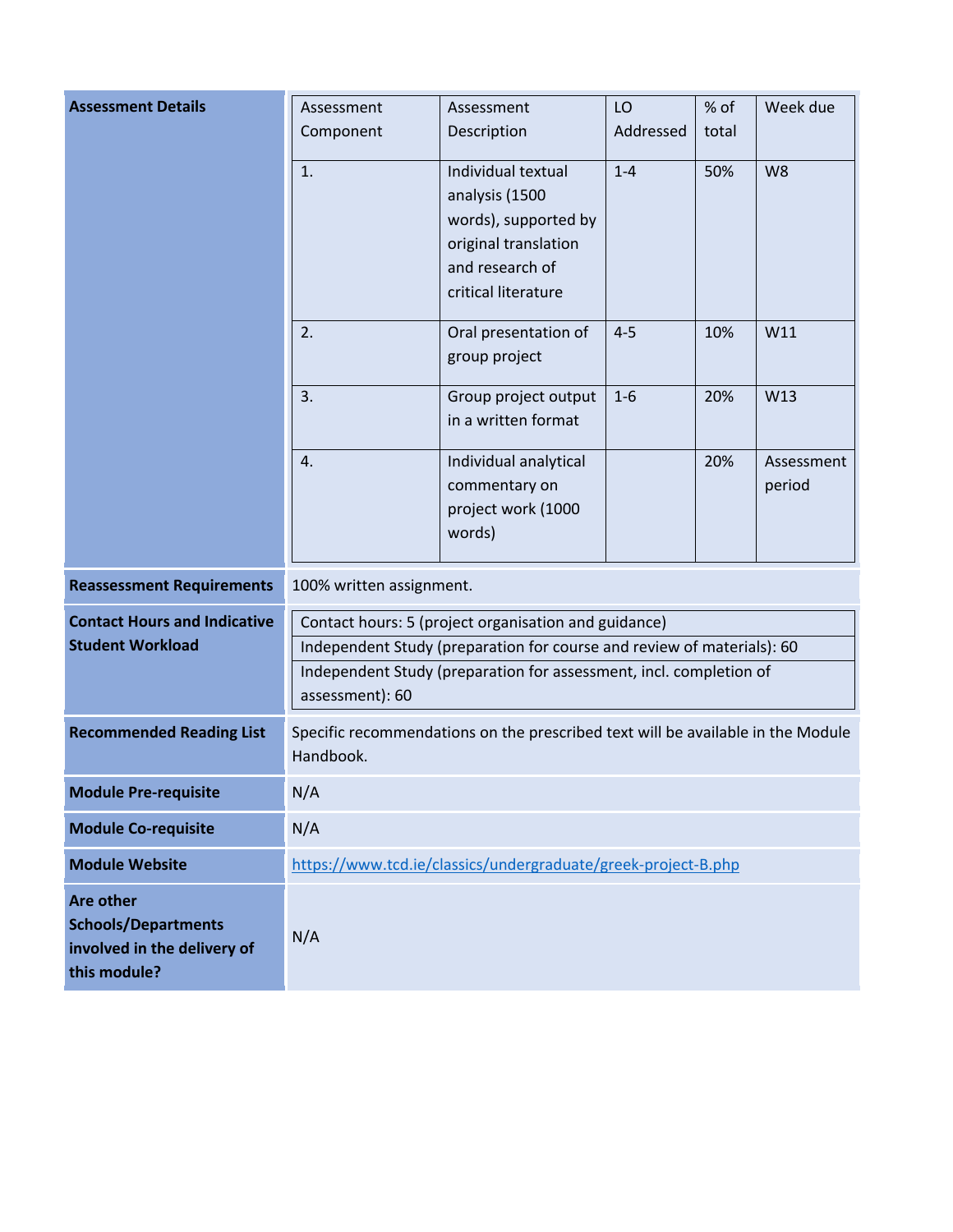| | |
|---|---|
| **Assessment Details** | |

| Assessment Component | Assessment Description | LO Addressed | % of total | Week due |
|---|---|---|---|---|
| 1. | Individual textual analysis (1500 words), supported by original translation and research of critical literature | 1-4 | 50% | W8 |
| 2. | Oral presentation of group project | 4-5 | 10% | W11 |
| 3. | Group project output in a written format | 1-6 | 20% | W13 |
| 4. | Individual analytical commentary on project work (1000 words) | | 20% | Assessment period |

| | |
|---|---|
| **Reassessment Requirements** | 100% written assignment. |
| **Contact Hours and Indicative Student Workload** | Contact hours: 5 (project organisation and guidance)<br>Independent Study (preparation for course and review of materials): 60<br>Independent Study (preparation for assessment, incl. completion of assessment): 60 |
| **Recommended Reading List** | Specific recommendations on the prescribed text will be available in the Module Handbook. |
| **Module Pre-requisite** | N/A |
| **Module Co-requisite** | N/A |
| **Module Website** | https://www.tcd.ie/classics/undergraduate/greek-project-B.php |
| **Are other Schools/Departments involved in the delivery of this module?** | N/A |